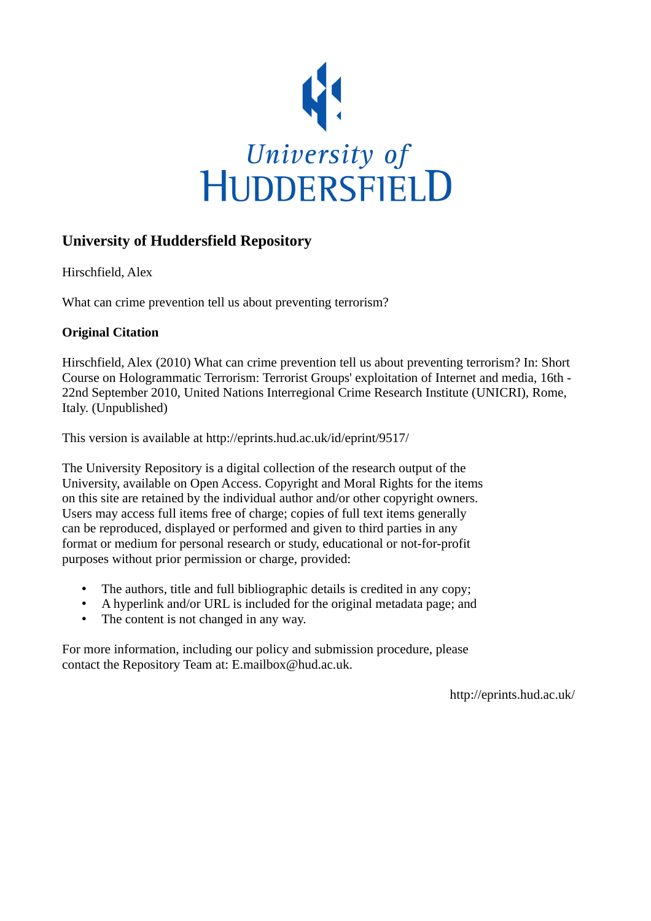# University of Huddersfield Repository

Hirschfield, Alex

What can crime prevention tell us about preventing terrorism?

**Original Citation**

Hirschfield, Alex (2010) What can crime prevention tell us about preventing terrorism? In: Short Course on Hologrammatic Terrorism: Terrorist Groups' exploitation of Internet and media, 16th - 22nd September 2010, United Nations Interregional Crime Research Institute (UNICRI), Rome, Italy. (Unpublished)

This version is available at http://eprints.hud.ac.uk/id/eprint/9517/

The University Repository is a digital collection of the research output of the University, available on Open Access. Copyright and Moral Rights for the items on this site are retained by the individual author and/or other copyright owners. Users may access full items free of charge; copies of full text items generally can be reproduced, displayed or performed and given to third parties in any format or medium for personal research or study, educational or not-for-profit purposes without prior permission or charge, provided:

- The authors, title and full bibliographic details is credited in any copy;
- A hyperlink and/or URL is included for the original metadata page; and
- The content is not changed in any way.

For more information, including our policy and submission procedure, please contact the Repository Team at: E.mailbox@hud.ac.uk.

http://eprints.hud.ac.uk/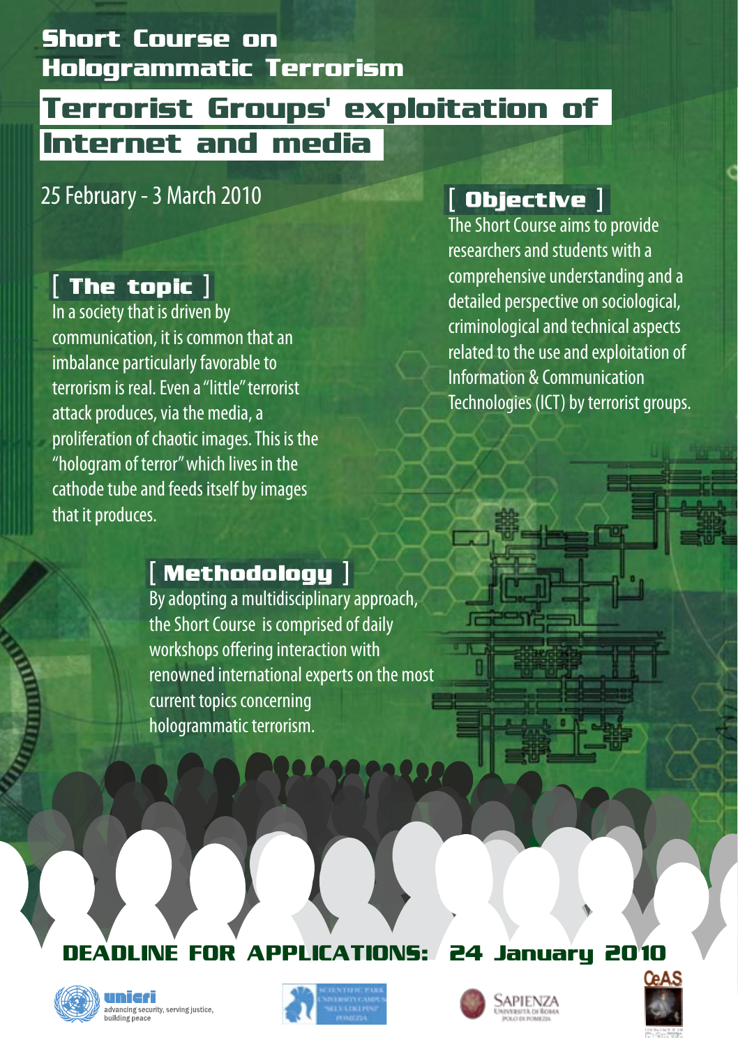# Short Course on Hologrammatic Terrorism

## Terrorist Groups' exploitation of Internet and media

25 February - 3 March 2010

## [ The topic ]

In a society that is driven by communication, it is common that an imbalance particularly favorable to terrorism is real. Even a "little" terrorist attack produces, via the media, a proliferation of chaotic images. This is the "hologram of terror" which lives in the cathode tube and feeds itself by images that it produces.

## [ Objective ]

The Short Course aims to provide researchers and students with a comprehensive understanding and a detailed perspective on sociological, criminological and technical aspects related to the use and exploitation of Information & Communication Technologies (ICT) by terrorist groups.

## [ Methodology ]

By adopting a multidisciplinary approach, the Short Course is comprised of daily workshops offering interaction with renowned international experts on the most current topics concerning hologrammatic terrorism.

**DEADLINE FOR APPLICATIONS: 24 January 2010**

unicri — advancing security, serving justice, building peace

Scientific Park University Campus "Selva dei Pini" Pomezia

Sapienza Università di Roma — Polo di Pomezia

CeAS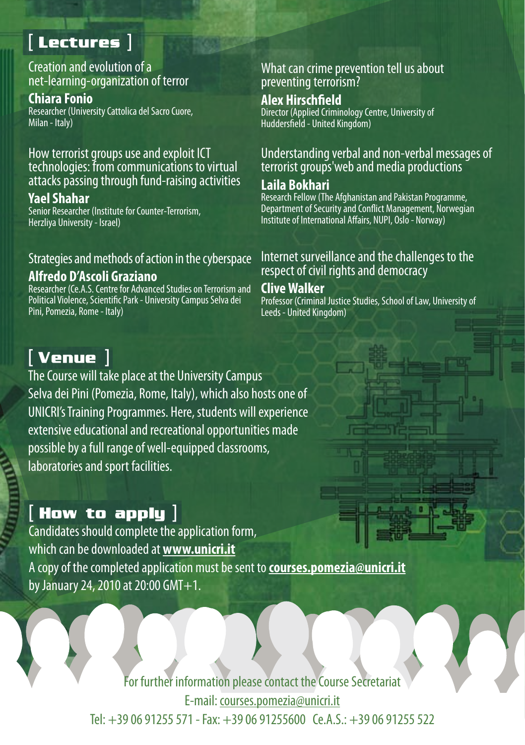## [ Lectures ]

Creation and evolution of a net-learning-organization of terror

**Chiara Fonio**
Researcher (University Cattolica del Sacro Cuore, Milan - Italy)

How terrorist groups use and exploit ICT technologies: from communications to virtual attacks passing through fund-raising activities

**Yael Shahar**
Senior Researcher (Institute for Counter-Terrorism, Herzliya University - Israel)

Strategies and methods of action in the cyberspace

**Alfredo D'Ascoli Graziano**
Researcher (Ce.A.S. Centre for Advanced Studies on Terrorism and Political Violence, Scientific Park - University Campus Selva dei Pini, Pomezia, Rome - Italy)

What can crime prevention tell us about preventing terrorism?

**Alex Hirschfield**
Director (Applied Criminology Centre, University of Huddersfield - United Kingdom)

Understanding verbal and non-verbal messages of terrorist groups'web and media productions

**Laila Bokhari**
Research Fellow (The Afghanistan and Pakistan Programme, Department of Security and Conflict Management, Norwegian Institute of International Affairs, NUPI, Oslo - Norway)

Internet surveillance and the challenges to the respect of civil rights and democracy

**Clive Walker**
Professor (Criminal Justice Studies, School of Law, University of Leeds - United Kingdom)

## [ Venue ]

The Course will take place at the University Campus Selva dei Pini (Pomezia, Rome, Italy), which also hosts one of UNICRI's Training Programmes. Here, students will experience extensive educational and recreational opportunities made possible by a full range of well-equipped classrooms, laboratories and sport facilities.

## [ How to apply ]

Candidates should complete the application form, which can be downloaded at **www.unicri.it**
A copy of the completed application must be sent to **courses.pomezia@unicri.it** by January 24, 2010 at 20:00 GMT+1.

For further information please contact the Course Secretariat
E-mail: courses.pomezia@unicri.it
Tel: +39 06 91255 571 - Fax: +39 06 91255600 Ce.A.S.: +39 06 91255 522